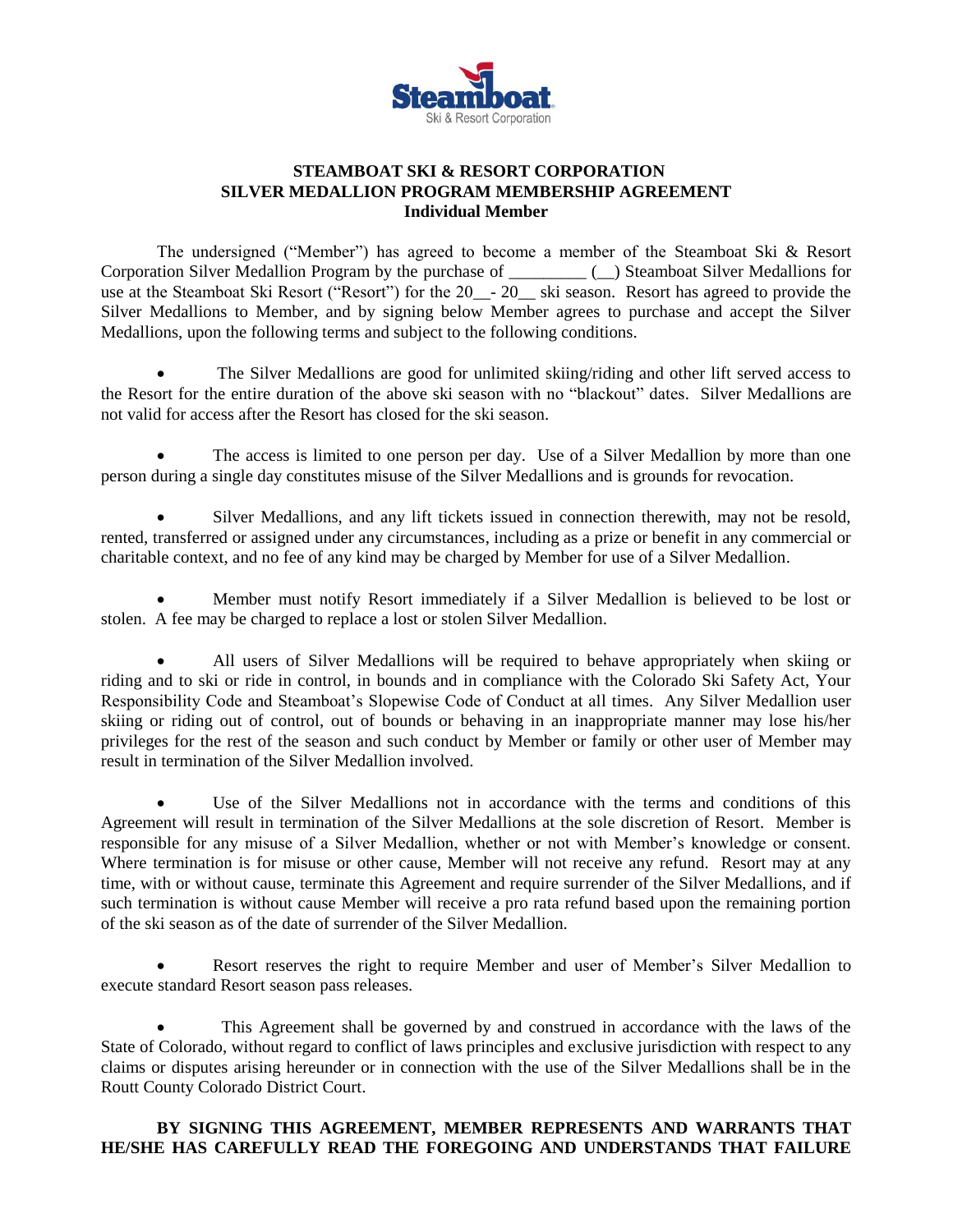Steamboat
Ski & Resort Corporation

**STEAMBOAT SKI & RESORT CORPORATION**
**SILVER MEDALLION PROGRAM MEMBERSHIP AGREEMENT**
**Individual Member**

The undersigned ("Member") has agreed to become a member of the Steamboat Ski & Resort Corporation Silver Medallion Program by the purchase of _________ (__) Steamboat Silver Medallions for use at the Steamboat Ski Resort ("Resort") for the 20__- 20__ ski season. Resort has agreed to provide the Silver Medallions to Member, and by signing below Member agrees to purchase and accept the Silver Medallions, upon the following terms and subject to the following conditions.

- The Silver Medallions are good for unlimited skiing/riding and other lift served access to the Resort for the entire duration of the above ski season with no "blackout" dates. Silver Medallions are not valid for access after the Resort has closed for the ski season.

- The access is limited to one person per day. Use of a Silver Medallion by more than one person during a single day constitutes misuse of the Silver Medallions and is grounds for revocation.

- Silver Medallions, and any lift tickets issued in connection therewith, may not be resold, rented, transferred or assigned under any circumstances, including as a prize or benefit in any commercial or charitable context, and no fee of any kind may be charged by Member for use of a Silver Medallion.

- Member must notify Resort immediately if a Silver Medallion is believed to be lost or stolen. A fee may be charged to replace a lost or stolen Silver Medallion.

- All users of Silver Medallions will be required to behave appropriately when skiing or riding and to ski or ride in control, in bounds and in compliance with the Colorado Ski Safety Act, Your Responsibility Code and Steamboat's Slopewise Code of Conduct at all times. Any Silver Medallion user skiing or riding out of control, out of bounds or behaving in an inappropriate manner may lose his/her privileges for the rest of the season and such conduct by Member or family or other user of Member may result in termination of the Silver Medallion involved.

- Use of the Silver Medallions not in accordance with the terms and conditions of this Agreement will result in termination of the Silver Medallions at the sole discretion of Resort. Member is responsible for any misuse of a Silver Medallion, whether or not with Member's knowledge or consent. Where termination is for misuse or other cause, Member will not receive any refund. Resort may at any time, with or without cause, terminate this Agreement and require surrender of the Silver Medallions, and if such termination is without cause Member will receive a pro rata refund based upon the remaining portion of the ski season as of the date of surrender of the Silver Medallion.

- Resort reserves the right to require Member and user of Member's Silver Medallion to execute standard Resort season pass releases.

- This Agreement shall be governed by and construed in accordance with the laws of the State of Colorado, without regard to conflict of laws principles and exclusive jurisdiction with respect to any claims or disputes arising hereunder or in connection with the use of the Silver Medallions shall be in the Routt County Colorado District Court.

**BY SIGNING THIS AGREEMENT, MEMBER REPRESENTS AND WARRANTS THAT HE/SHE HAS CAREFULLY READ THE FOREGOING AND UNDERSTANDS THAT FAILURE**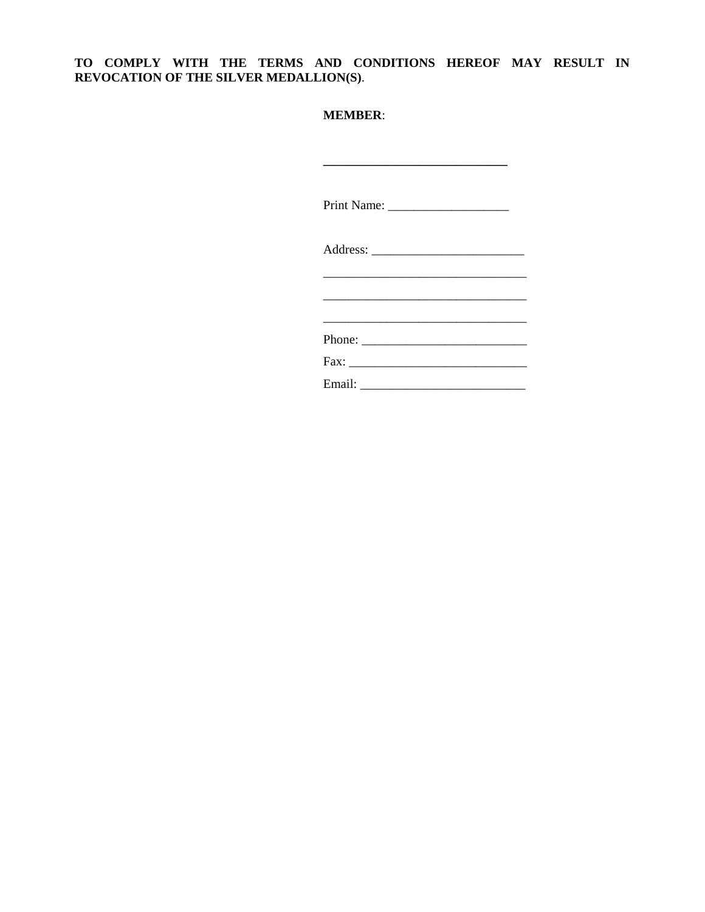**TO COMPLY WITH THE TERMS AND CONDITIONS HEREOF MAY RESULT IN REVOCATION OF THE SILVER MEDALLION(S)**.

**MEMBER**:

______________________________

Print Name: ___________________

Address: ________________________

________________________________

________________________________

________________________________

Phone: __________________________

Fax: ____________________________

Email: __________________________